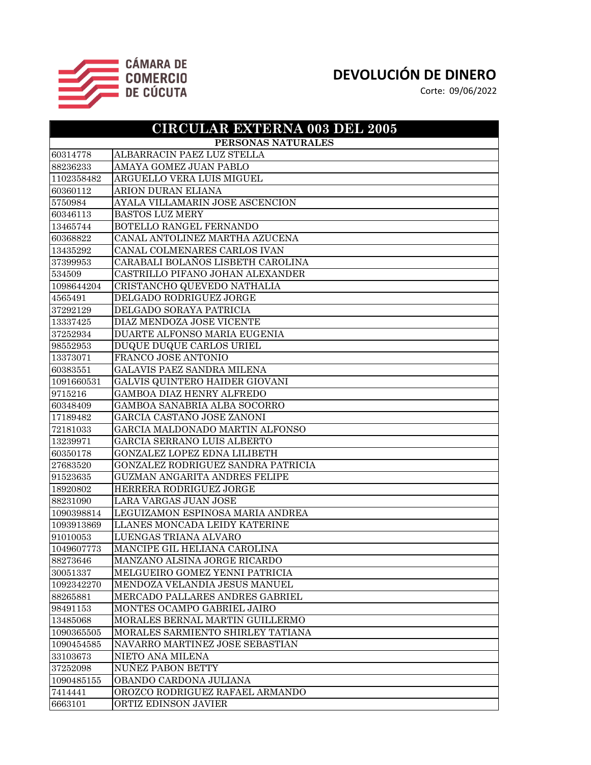CÁMARA DE COMERCIO DE CÚCUTA

# DEVOLUCIÓN DE DINERO

Corte: 09/06/2022

| CIRCULAR EXTERNA 003 DEL 2005 | |
|---|---|
| PERSONAS NATURALES | |
| 60314778 | ALBARRACIN PAEZ LUZ STELLA |
| 88236233 | AMAYA GOMEZ JUAN PABLO |
| 1102358482 | ARGUELLO VERA LUIS MIGUEL |
| 60360112 | ARION DURAN ELIANA |
| 5750984 | AYALA VILLAMARIN JOSE ASCENCION |
| 60346113 | BASTOS LUZ MERY |
| 13465744 | BOTELLO RANGEL FERNANDO |
| 60368822 | CANAL ANTOLINEZ MARTHA AZUCENA |
| 13435292 | CANAL COLMENARES CARLOS IVAN |
| 37399953 | CARABALI BOLAÑOS LISBETH CAROLINA |
| 534509 | CASTRILLO PIFANO JOHAN ALEXANDER |
| 1098644204 | CRISTANCHO QUEVEDO NATHALIA |
| 4565491 | DELGADO RODRIGUEZ JORGE |
| 37292129 | DELGADO SORAYA PATRICIA |
| 13337425 | DIAZ MENDOZA JOSE VICENTE |
| 37252934 | DUARTE ALFONSO MARIA EUGENIA |
| 98552953 | DUQUE DUQUE CARLOS URIEL |
| 13373071 | FRANCO JOSE ANTONIO |
| 60383551 | GALAVIS PAEZ SANDRA MILENA |
| 1091660531 | GALVIS QUINTERO HAIDER GIOVANI |
| 9715216 | GAMBOA DIAZ HENRY ALFREDO |
| 60348409 | GAMBOA SANABRIA ALBA SOCORRO |
| 17189482 | GARCIA CASTAÑO JOSE ZANONI |
| 72181033 | GARCIA MALDONADO MARTIN ALFONSO |
| 13239971 | GARCIA SERRANO LUIS ALBERTO |
| 60350178 | GONZALEZ LOPEZ EDNA LILIBETH |
| 27683520 | GONZALEZ RODRIGUEZ SANDRA PATRICIA |
| 91523635 | GUZMAN ANGARITA ANDRES FELIPE |
| 18920802 | HERRERA RODRIGUEZ JORGE |
| 88231090 | LARA VARGAS JUAN JOSE |
| 1090398814 | LEGUIZAMON ESPINOSA MARIA ANDREA |
| 1093913869 | LLANES MONCADA LEIDY KATERINE |
| 91010053 | LUENGAS TRIANA ALVARO |
| 1049607773 | MANCIPE GIL HELIANA CAROLINA |
| 88273646 | MANZANO ALSINA JORGE RICARDO |
| 30051337 | MELGUEIRO GOMEZ YENNI PATRICIA |
| 1092342270 | MENDOZA VELANDIA JESUS MANUEL |
| 88265881 | MERCADO PALLARES ANDRES GABRIEL |
| 98491153 | MONTES OCAMPO GABRIEL JAIRO |
| 13485068 | MORALES BERNAL MARTIN GUILLERMO |
| 1090365505 | MORALES SARMIENTO SHIRLEY TATIANA |
| 1090454585 | NAVARRO MARTINEZ JOSE SEBASTIAN |
| 33103673 | NIETO ANA MILENA |
| 37252098 | NUÑEZ PABON BETTY |
| 1090485155 | OBANDO CARDONA JULIANA |
| 7414441 | OROZCO RODRIGUEZ RAFAEL ARMANDO |
| 6663101 | ORTIZ EDINSON JAVIER |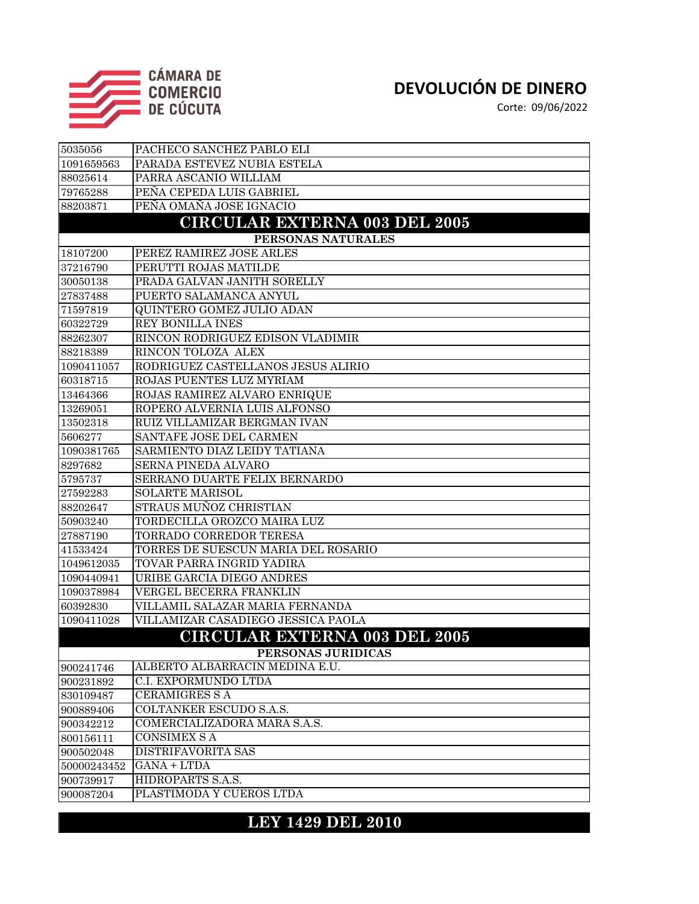CÁMARA DE COMERCIO DE CÚCUTA

# DEVOLUCIÓN DE DINERO

Corte: 09/06/2022

| | |
|---|---|
| 5035056 | PACHECO SANCHEZ PABLO ELI |
| 1091659563 | PARADA ESTEVEZ NUBIA ESTELA |
| 88025614 | PARRA ASCANIO WILLIAM |
| 79765288 | PEÑA CEPEDA LUIS GABRIEL |
| 88203871 | PEÑA OMAÑA JOSE IGNACIO |

## CIRCULAR EXTERNA 003 DEL 2005

### PERSONAS NATURALES

| | |
|---|---|
| 18107200 | PEREZ RAMIREZ JOSE ARLES |
| 37216790 | PERUTTI ROJAS MATILDE |
| 30050138 | PRADA GALVAN JANITH SORELLY |
| 27837488 | PUERTO SALAMANCA ANYUL |
| 71597819 | QUINTERO GOMEZ JULIO ADAN |
| 60322729 | REY BONILLA INES |
| 88262307 | RINCON RODRIGUEZ EDISON VLADIMIR |
| 88218389 | RINCON TOLOZA ALEX |
| 1090411057 | RODRIGUEZ CASTELLANOS JESUS ALIRIO |
| 60318715 | ROJAS PUENTES LUZ MYRIAM |
| 13464366 | ROJAS RAMIREZ ALVARO ENRIQUE |
| 13269051 | ROPERO ALVERNIA LUIS ALFONSO |
| 13502318 | RUIZ VILLAMIZAR BERGMAN IVAN |
| 5606277 | SANTAFE JOSE DEL CARMEN |
| 1090381765 | SARMIENTO DIAZ LEIDY TATIANA |
| 8297682 | SERNA PINEDA ALVARO |
| 5795737 | SERRANO DUARTE FELIX BERNARDO |
| 27592283 | SOLARTE MARISOL |
| 88202647 | STRAUS MUÑOZ CHRISTIAN |
| 50903240 | TORDECILLA OROZCO MAIRA LUZ |
| 27887190 | TORRADO CORREDOR TERESA |
| 41533424 | TORRES DE SUESCUN MARIA DEL ROSARIO |
| 1049612035 | TOVAR PARRA INGRID YADIRA |
| 1090440941 | URIBE GARCIA DIEGO ANDRES |
| 1090378984 | VERGEL BECERRA FRANKLIN |
| 60392830 | VILLAMIL SALAZAR MARIA FERNANDA |
| 1090411028 | VILLAMIZAR CASADIEGO JESSICA PAOLA |

## CIRCULAR EXTERNA 003 DEL 2005

### PERSONAS JURIDICAS

| | |
|---|---|
| 900241746 | ALBERTO ALBARRACIN MEDINA E.U. |
| 900231892 | C.I. EXPORMUNDO LTDA |
| 830109487 | CERAMIGRES S A |
| 900889406 | COLTANKER ESCUDO S.A.S. |
| 900342212 | COMERCIALIZADORA MARA S.A.S. |
| 800156111 | CONSIMEX S A |
| 900502048 | DISTRIFAVORITA SAS |
| 50000243452 | GANA + LTDA |
| 900739917 | HIDROPARTS S.A.S. |
| 900087204 | PLASTIMODA Y CUEROS LTDA |

## LEY 1429 DEL 2010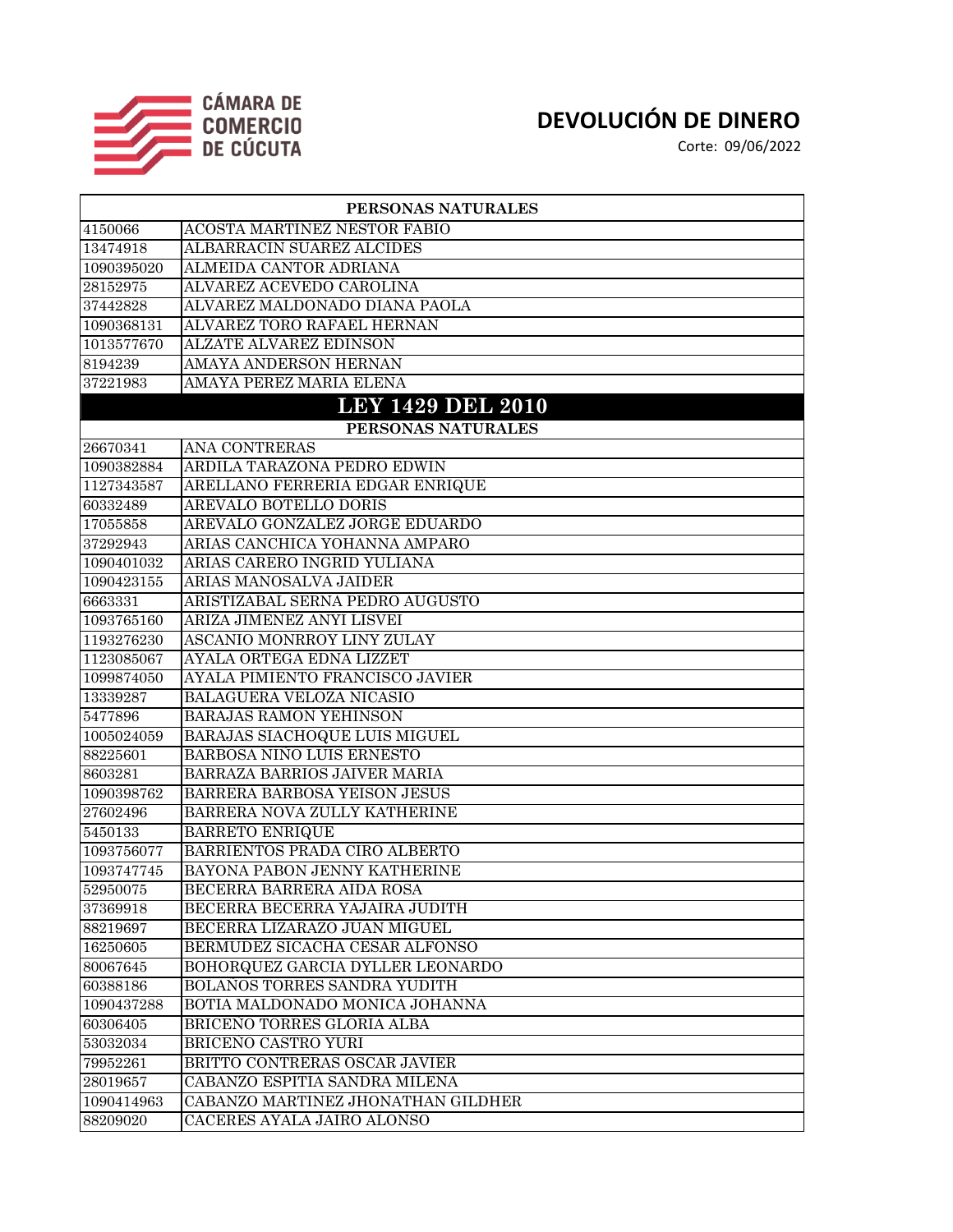# DEVOLUCIÓN DE DINERO

Corte: 09/06/2022

| PERSONAS NATURALES | |
|---|---|
| 4150066 | ACOSTA MARTINEZ NESTOR FABIO |
| 13474918 | ALBARRACIN SUAREZ ALCIDES |
| 1090395020 | ALMEIDA CANTOR ADRIANA |
| 28152975 | ALVAREZ ACEVEDO CAROLINA |
| 37442828 | ALVAREZ MALDONADO DIANA PAOLA |
| 1090368131 | ALVAREZ TORO RAFAEL HERNAN |
| 1013577670 | ALZATE ALVAREZ EDINSON |
| 8194239 | AMAYA ANDERSON HERNAN |
| 37221983 | AMAYA PEREZ MARIA ELENA |

## LEY 1429 DEL 2010

| PERSONAS NATURALES | |
|---|---|
| 26670341 | ANA CONTRERAS |
| 1090382884 | ARDILA TARAZONA PEDRO EDWIN |
| 1127343587 | ARELLANO FERRERIA EDGAR ENRIQUE |
| 60332489 | AREVALO BOTELLO DORIS |
| 17055858 | AREVALO GONZALEZ JORGE EDUARDO |
| 37292943 | ARIAS CANCHICA YOHANNA AMPARO |
| 1090401032 | ARIAS CARERO INGRID YULIANA |
| 1090423155 | ARIAS MANOSALVA JAIDER |
| 6663331 | ARISTIZABAL SERNA PEDRO AUGUSTO |
| 1093765160 | ARIZA JIMENEZ ANYI LISVEI |
| 1193276230 | ASCANIO MONRROY LINY ZULAY |
| 1123085067 | AYALA ORTEGA EDNA LIZZET |
| 1099874050 | AYALA PIMIENTO FRANCISCO JAVIER |
| 13339287 | BALAGUERA VELOZA NICASIO |
| 5477896 | BARAJAS RAMON YEHINSON |
| 1005024059 | BARAJAS SIACHOQUE LUIS MIGUEL |
| 88225601 | BARBOSA NINO LUIS ERNESTO |
| 8603281 | BARRAZA BARRIOS JAIVER MARIA |
| 1090398762 | BARRERA BARBOSA YEISON JESUS |
| 27602496 | BARRERA NOVA ZULLY KATHERINE |
| 5450133 | BARRETO ENRIQUE |
| 1093756077 | BARRIENTOS PRADA CIRO ALBERTO |
| 1093747745 | BAYONA PABON JENNY KATHERINE |
| 52950075 | BECERRA BARRERA AIDA ROSA |
| 37369918 | BECERRA BECERRA YAJAIRA JUDITH |
| 88219697 | BECERRA LIZARAZO JUAN MIGUEL |
| 16250605 | BERMUDEZ SICACHA CESAR ALFONSO |
| 80067645 | BOHORQUEZ GARCIA DYLLER LEONARDO |
| 60388186 | BOLANOS TORRES SANDRA YUDITH |
| 1090437288 | BOTIA MALDONADO MONICA JOHANNA |
| 60306405 | BRICENO TORRES GLORIA ALBA |
| 53032034 | BRICENO CASTRO YURI |
| 79952261 | BRITTO CONTRERAS OSCAR JAVIER |
| 28019657 | CABANZO ESPITIA SANDRA MILENA |
| 1090414963 | CABANZO MARTINEZ JHONATHAN GILDHER |
| 88209020 | CACERES AYALA JAIRO ALONSO |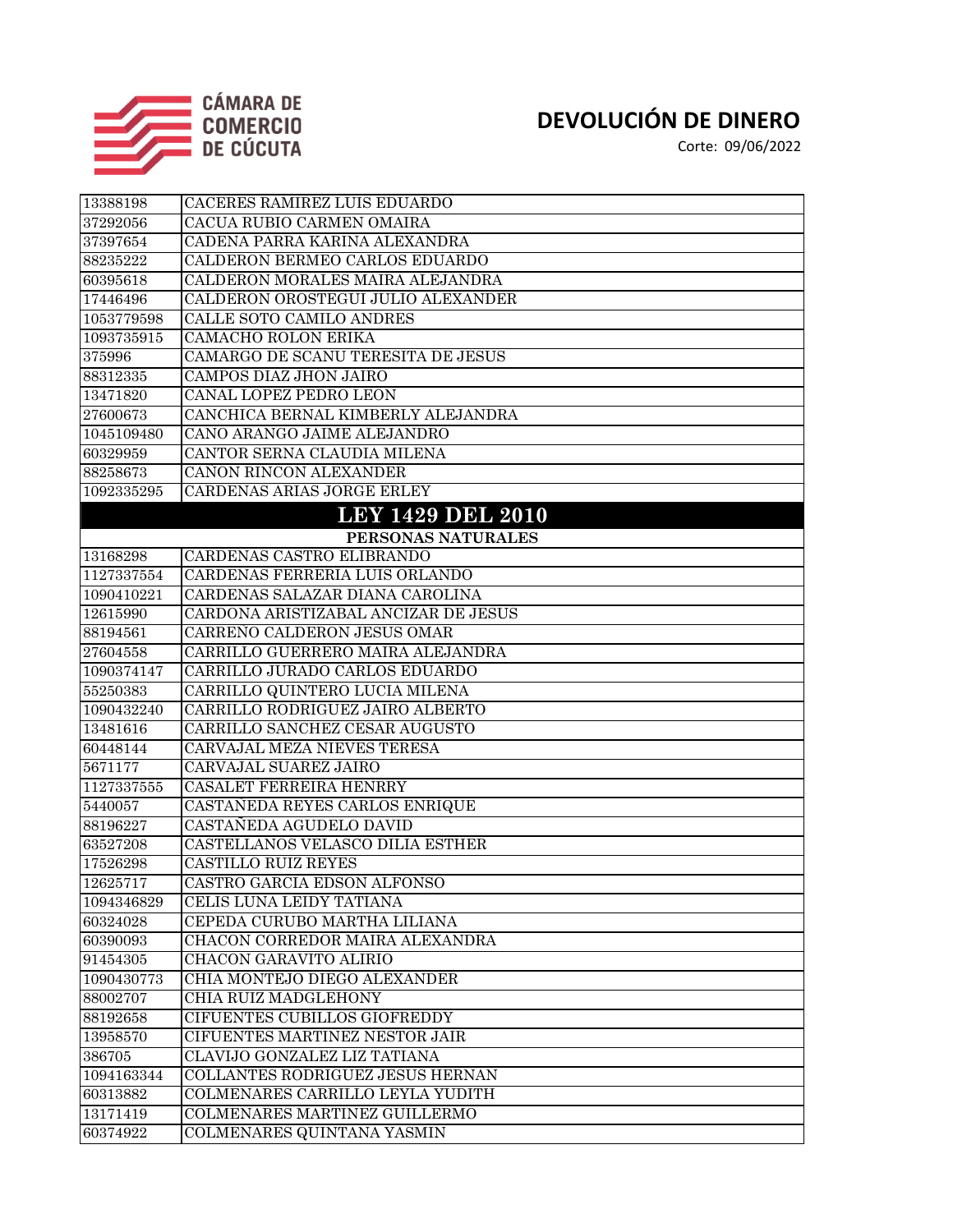# DEVOLUCIÓN DE DINERO

Corte: 09/06/2022

| | |
|---|---|
| 13388198 | CACERES RAMIREZ LUIS EDUARDO |
| 37292056 | CACUA RUBIO CARMEN OMAIRA |
| 37397654 | CADENA PARRA KARINA ALEXANDRA |
| 88235222 | CALDERON BERMEO CARLOS EDUARDO |
| 60395618 | CALDERON MORALES MAIRA ALEJANDRA |
| 17446496 | CALDERON OROSTEGUI JULIO ALEXANDER |
| 1053779598 | CALLE SOTO CAMILO ANDRES |
| 1093735915 | CAMACHO ROLON ERIKA |
| 375996 | CAMARGO DE SCANU TERESITA DE JESUS |
| 88312335 | CAMPOS DIAZ JHON JAIRO |
| 13471820 | CANAL LOPEZ PEDRO LEON |
| 27600673 | CANCHICA BERNAL KIMBERLY ALEJANDRA |
| 1045109480 | CANO ARANGO JAIME ALEJANDRO |
| 60329959 | CANTOR SERNA CLAUDIA MILENA |
| 88258673 | CANON RINCON ALEXANDER |
| 1092335295 | CARDENAS ARIAS JORGE ERLEY |

| LEY 1429 DEL 2010 | |
|---|---|
| PERSONAS NATURALES | |
| 13168298 | CARDENAS CASTRO ELIBRANDO |
| 1127337554 | CARDENAS FERRERIA LUIS ORLANDO |
| 1090410221 | CARDENAS SALAZAR DIANA CAROLINA |
| 12615990 | CARDONA ARISTIZABAL ANCIZAR DE JESUS |
| 88194561 | CARREÑO CALDERON JESUS OMAR |
| 27604558 | CARRILLO GUERRERO MAIRA ALEJANDRA |
| 1090374147 | CARRILLO JURADO CARLOS EDUARDO |
| 55250383 | CARRILLO QUINTERO LUCIA MILENA |
| 1090432240 | CARRILLO RODRIGUEZ JAIRO ALBERTO |
| 13481616 | CARRILLO SANCHEZ CESAR AUGUSTO |
| 60448144 | CARVAJAL MEZA NIEVES TERESA |
| 5671177 | CARVAJAL SUAREZ JAIRO |
| 1127337555 | CASALET FERREIRA HENRRY |
| 5440057 | CASTANEDA REYES CARLOS ENRIQUE |
| 88196227 | CASTAÑEDA AGUDELO DAVID |
| 63527208 | CASTELLANOS VELASCO DILIA ESTHER |
| 17526298 | CASTILLO RUIZ REYES |
| 12625717 | CASTRO GARCIA EDSON ALFONSO |
| 1094346829 | CELIS LUNA LEIDY TATIANA |
| 60324028 | CEPEDA CURUBO MARTHA LILIANA |
| 60390093 | CHACON CORREDOR MAIRA ALEXANDRA |
| 91454305 | CHACON GARAVITO ALIRIO |
| 1090430773 | CHIA MONTEJO DIEGO ALEXANDER |
| 88002707 | CHIA RUIZ MADGLEHONY |
| 88192658 | CIFUENTES CUBILLOS GIOFREDDY |
| 13958570 | CIFUENTES MARTINEZ NESTOR JAIR |
| 386705 | CLAVIJO GONZALEZ LIZ TATIANA |
| 1094163344 | COLLANTES RODRIGUEZ JESUS HERNAN |
| 60313882 | COLMENARES CARRILLO LEYLA YUDITH |
| 13171419 | COLMENARES MARTINEZ GUILLERMO |
| 60374922 | COLMENARES QUINTANA YASMIN |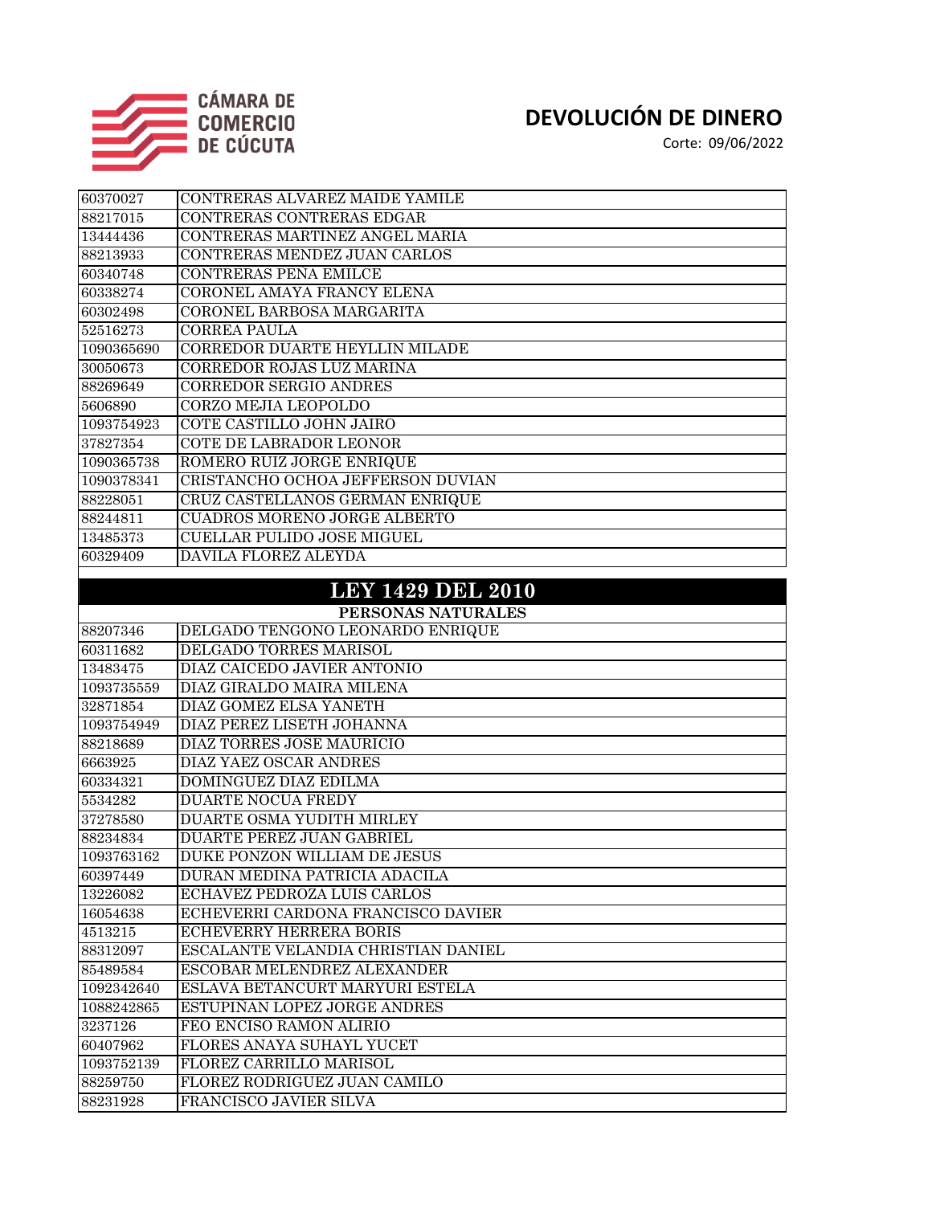# DEVOLUCIÓN DE DINERO

Corte: 09/06/2022

| | |
|---|---|
| 60370027 | CONTRERAS ALVAREZ MAIDE YAMILE |
| 88217015 | CONTRERAS CONTRERAS EDGAR |
| 13444436 | CONTRERAS MARTINEZ ANGEL MARIA |
| 88213933 | CONTRERAS MENDEZ JUAN CARLOS |
| 60340748 | CONTRERAS PENA EMILCE |
| 60338274 | CORONEL AMAYA FRANCY ELENA |
| 60302498 | CORONEL BARBOSA MARGARITA |
| 52516273 | CORREA PAULA |
| 1090365690 | CORREDOR DUARTE HEYLLIN MILADE |
| 30050673 | CORREDOR ROJAS LUZ MARINA |
| 88269649 | CORREDOR SERGIO ANDRES |
| 5606890 | CORZO MEJIA LEOPOLDO |
| 1093754923 | COTE CASTILLO JOHN JAIRO |
| 37827354 | COTE DE LABRADOR LEONOR |
| 1090365738 | ROMERO RUIZ JORGE ENRIQUE |
| 1090378341 | CRISTANCHO OCHOA JEFFERSON DUVIAN |
| 88228051 | CRUZ CASTELLANOS GERMAN ENRIQUE |
| 88244811 | CUADROS MORENO JORGE ALBERTO |
| 13485373 | CUELLAR PULIDO JOSE MIGUEL |
| 60329409 | DAVILA FLOREZ ALEYDA |

## LEY 1429 DEL 2010

| PERSONAS NATURALES | |
|---|---|
| 88207346 | DELGADO TENGONO LEONARDO ENRIQUE |
| 60311682 | DELGADO TORRES MARISOL |
| 13483475 | DIAZ CAICEDO JAVIER ANTONIO |
| 1093735559 | DIAZ GIRALDO MAIRA MILENA |
| 32871854 | DIAZ GOMEZ ELSA YANETH |
| 1093754949 | DIAZ PEREZ LISETH JOHANNA |
| 88218689 | DIAZ TORRES JOSE MAURICIO |
| 6663925 | DIAZ YAEZ OSCAR ANDRES |
| 60334321 | DOMINGUEZ DIAZ EDILMA |
| 5534282 | DUARTE NOCUA FREDY |
| 37278580 | DUARTE OSMA YUDITH MIRLEY |
| 88234834 | DUARTE PEREZ JUAN GABRIEL |
| 1093763162 | DUKE PONZON WILLIAM DE JESUS |
| 60397449 | DURAN MEDINA PATRICIA ADACILA |
| 13226082 | ECHAVEZ PEDROZA LUIS CARLOS |
| 16054638 | ECHEVERRI CARDONA FRANCISCO DAVIER |
| 4513215 | ECHEVERRY HERRERA BORIS |
| 88312097 | ESCALANTE VELANDIA CHRISTIAN DANIEL |
| 85489584 | ESCOBAR MELENDREZ ALEXANDER |
| 1092342640 | ESLAVA BETANCURT MARYURI ESTELA |
| 1088242865 | ESTUPINAN LOPEZ JORGE ANDRES |
| 3237126 | FEO ENCISO RAMON ALIRIO |
| 60407962 | FLORES ANAYA SUHAYL YUCET |
| 1093752139 | FLOREZ CARRILLO MARISOL |
| 88259750 | FLOREZ RODRIGUEZ JUAN CAMILO |
| 88231928 | FRANCISCO JAVIER SILVA |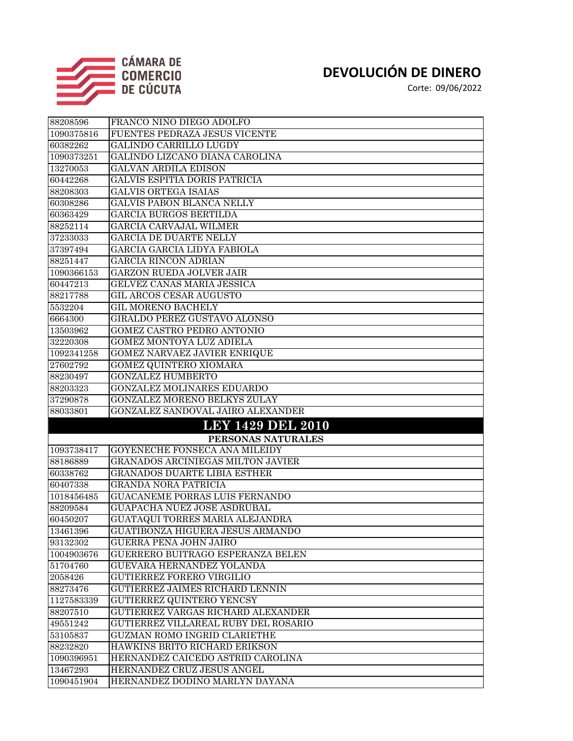# DEVOLUCIÓN DE DINERO

Corte: 09/06/2022

| | |
|---|---|
| 88208596 | FRANCO NINO DIEGO ADOLFO |
| 1090375816 | FUENTES PEDRAZA JESUS VICENTE |
| 60382262 | GALINDO CARRILLO LUGDY |
| 1090373251 | GALINDO LIZCANO DIANA CAROLINA |
| 13270053 | GALVAN ARDILA EDISON |
| 60442268 | GALVIS ESPITIA DORIS PATRICIA |
| 88208303 | GALVIS ORTEGA ISAIAS |
| 60308286 | GALVIS PABON BLANCA NELLY |
| 60363429 | GARCIA BURGOS BERTILDA |
| 88252114 | GARCIA CARVAJAL WILMER |
| 37233033 | GARCIA DE DUARTE NELLY |
| 37397494 | GARCIA GARCIA LIDYA FABIOLA |
| 88251447 | GARCIA RINCON ADRIAN |
| 1090366153 | GARZON RUEDA JOLVER JAIR |
| 60447213 | GELVEZ CANAS MARIA JESSICA |
| 88217788 | GIL ARCOS CESAR AUGUSTO |
| 5532204 | GIL MORENO BACHELY |
| 6664300 | GIRALDO PEREZ GUSTAVO ALONSO |
| 13503962 | GOMEZ CASTRO PEDRO ANTONIO |
| 32220308 | GOMEZ MONTOYA LUZ ADIELA |
| 1092341258 | GOMEZ NARVAEZ JAVIER ENRIQUE |
| 27602792 | GOMEZ QUINTERO XIOMARA |
| 88230497 | GONZALEZ HUMBERTO |
| 88203323 | GONZALEZ MOLINARES EDUARDO |
| 37290878 | GONZALEZ MORENO BELKYS ZULAY |
| 88033801 | GONZALEZ SANDOVAL JAIRO ALEXANDER |

## LEY 1429 DEL 2010

**PERSONAS NATURALES**

| | |
|---|---|
| 1093738417 | GOYENECHE FONSECA ANA MILEIDY |
| 88186889 | GRANADOS ARCINIEGAS MILTON JAVIER |
| 60338762 | GRANADOS DUARTE LIBIA ESTHER |
| 60407338 | GRANDA NORA PATRICIA |
| 1018456485 | GUACANEME PORRAS LUIS FERNANDO |
| 88209584 | GUAPACHA NUEZ JOSE ASDRUBAL |
| 60450207 | GUATAQUI TORRES MARIA ALEJANDRA |
| 13461396 | GUATIBONZA HIGUERA JESUS ARMANDO |
| 93132302 | GUERRA PENA JOHN JAIRO |
| 1004903676 | GUERRERO BUITRAGO ESPERANZA BELEN |
| 51704760 | GUEVARA HERNANDEZ YOLANDA |
| 2058426 | GUTIERREZ FORERO VIRGILIO |
| 88273476 | GUTIERREZ JAIMES RICHARD LENNIN |
| 1127583339 | GUTIERREZ QUINTERO YENCSY |
| 88207510 | GUTIERREZ VARGAS RICHARD ALEXANDER |
| 49551242 | GUTIERREZ VILLAREAL RUBY DEL ROSARIO |
| 53105837 | GUZMAN ROMO INGRID CLARIETHE |
| 88232820 | HAWKINS BRITO RICHARD ERIKSON |
| 1090396951 | HERNANDEZ CAICEDO ASTRID CAROLINA |
| 13467293 | HERNANDEZ CRUZ JESUS ANGEL |
| 1090451904 | HERNANDEZ DODINO MARLYN DAYANA |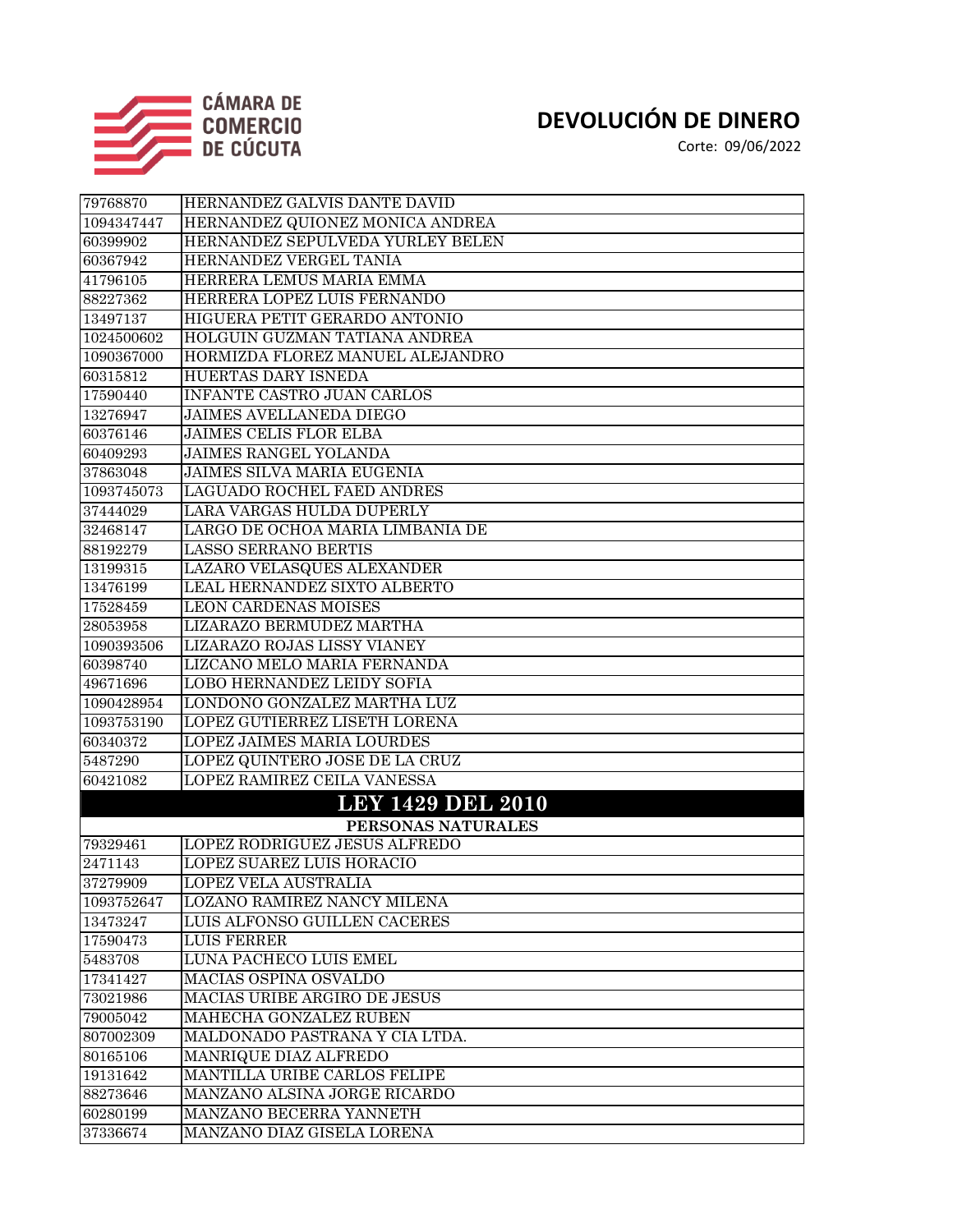# DEVOLUCIÓN DE DINERO

Corte: 09/06/2022

| | |
|---|---|
| 79768870 | HERNANDEZ GALVIS DANTE DAVID |
| 1094347447 | HERNANDEZ QUIONEZ MONICA ANDREA |
| 60399902 | HERNANDEZ SEPULVEDA YURLEY BELEN |
| 60367942 | HERNANDEZ VERGEL TANIA |
| 41796105 | HERRERA LEMUS MARIA EMMA |
| 88227362 | HERRERA LOPEZ LUIS FERNANDO |
| 13497137 | HIGUERA PETIT GERARDO ANTONIO |
| 1024500602 | HOLGUIN GUZMAN TATIANA ANDREA |
| 1090367000 | HORMIZDA FLOREZ MANUEL ALEJANDRO |
| 60315812 | HUERTAS DARY ISNEDA |
| 17590440 | INFANTE CASTRO JUAN CARLOS |
| 13276947 | JAIMES AVELLANEDA DIEGO |
| 60376146 | JAIMES CELIS FLOR ELBA |
| 60409293 | JAIMES RANGEL YOLANDA |
| 37863048 | JAIMES SILVA MARIA EUGENIA |
| 1093745073 | LAGUADO ROCHEL FAED ANDRES |
| 37444029 | LARA VARGAS HULDA DUPERLY |
| 32468147 | LARGO DE OCHOA MARIA LIMBANIA DE |
| 88192279 | LASSO SERRANO BERTIS |
| 13199315 | LAZARO VELASQUES ALEXANDER |
| 13476199 | LEAL HERNANDEZ SIXTO ALBERTO |
| 17528459 | LEON CARDENAS MOISES |
| 28053958 | LIZARAZO BERMUDEZ MARTHA |
| 1090393506 | LIZARAZO ROJAS LISSY VIANEY |
| 60398740 | LIZCANO MELO MARIA FERNANDA |
| 49671696 | LOBO HERNANDEZ LEIDY SOFIA |
| 1090428954 | LONDONO GONZALEZ MARTHA LUZ |
| 1093753190 | LOPEZ GUTIERREZ LISETH LORENA |
| 60340372 | LOPEZ JAIMES MARIA LOURDES |
| 5487290 | LOPEZ QUINTERO JOSE DE LA CRUZ |
| 60421082 | LOPEZ RAMIREZ CEILA VANESSA |

## LEY 1429 DEL 2010

**PERSONAS NATURALES**

| | |
|---|---|
| 79329461 | LOPEZ RODRIGUEZ JESUS ALFREDO |
| 2471143 | LOPEZ SUAREZ LUIS HORACIO |
| 37279909 | LOPEZ VELA AUSTRALIA |
| 1093752647 | LOZANO RAMIREZ NANCY MILENA |
| 13473247 | LUIS ALFONSO GUILLEN CACERES |
| 17590473 | LUIS FERRER |
| 5483708 | LUNA PACHECO LUIS EMEL |
| 17341427 | MACIAS OSPINA OSVALDO |
| 73021986 | MACIAS URIBE ARGIRO DE JESUS |
| 79005042 | MAHECHA GONZALEZ RUBEN |
| 807002309 | MALDONADO PASTRANA Y CIA LTDA. |
| 80165106 | MANRIQUE DIAZ ALFREDO |
| 19131642 | MANTILLA URIBE CARLOS FELIPE |
| 88273646 | MANZANO ALSINA JORGE RICARDO |
| 60280199 | MANZANO BECERRA YANNETH |
| 37336674 | MANZANO DIAZ GISELA LORENA |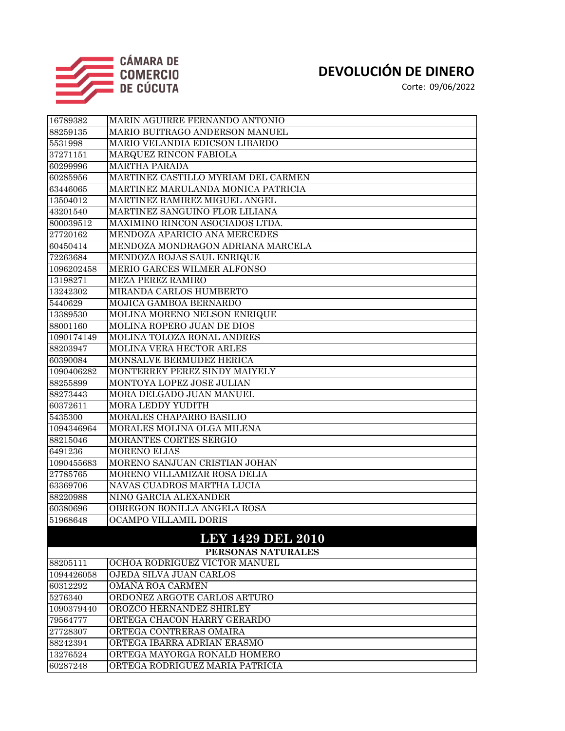# DEVOLUCIÓN DE DINERO

Corte: 09/06/2022

| | |
|---|---|
| 16789382 | MARIN AGUIRRE FERNANDO ANTONIO |
| 88259135 | MARIO BUITRAGO ANDERSON MANUEL |
| 5531998 | MARIO VELANDIA EDICSON LIBARDO |
| 37271151 | MARQUEZ RINCON FABIOLA |
| 60299996 | MARTHA PARADA |
| 60285956 | MARTINEZ CASTILLO MYRIAM DEL CARMEN |
| 63446065 | MARTINEZ MARULANDA MONICA PATRICIA |
| 13504012 | MARTINEZ RAMIREZ MIGUEL ANGEL |
| 43201540 | MARTINEZ SANGUINO FLOR LILIANA |
| 800039512 | MAXIMINO RINCON ASOCIADOS LTDA. |
| 27720162 | MENDOZA APARICIO ANA MERCEDES |
| 60450414 | MENDOZA MONDRAGON ADRIANA MARCELA |
| 72263684 | MENDOZA ROJAS SAUL ENRIQUE |
| 1096202458 | MERIO GARCES WILMER ALFONSO |
| 13198271 | MEZA PEREZ RAMIRO |
| 13242302 | MIRANDA CARLOS HUMBERTO |
| 5440629 | MOJICA GAMBOA BERNARDO |
| 13389530 | MOLINA MORENO NELSON ENRIQUE |
| 88001160 | MOLINA ROPERO JUAN DE DIOS |
| 1090174149 | MOLINA TOLOZA RONAL ANDRES |
| 88203947 | MOLINA VERA HECTOR ARLES |
| 60390084 | MONSALVE BERMUDEZ HERICA |
| 1090406282 | MONTERREY PEREZ SINDY MAIYELY |
| 88255899 | MONTOYA LOPEZ JOSE JULIAN |
| 88273443 | MORA DELGADO JUAN MANUEL |
| 60372611 | MORA LEDDY YUDITH |
| 5435300 | MORALES CHAPARRO BASILIO |
| 1094346964 | MORALES MOLINA OLGA MILENA |
| 88215046 | MORANTES CORTES SERGIO |
| 6491236 | MORENO ELIAS |
| 1090455683 | MORENO SANJUAN CRISTIAN JOHAN |
| 27785765 | MORENO VILLAMIZAR ROSA DELIA |
| 63369706 | NAVAS CUADROS MARTHA LUCIA |
| 88220988 | NIÑO GARCIA ALEXANDER |
| 60380696 | OBREGON BONILLA ANGELA ROSA |
| 51968648 | OCAMPO VILLAMIL DORIS |

## LEY 1429 DEL 2010

**PERSONAS NATURALES**

| | |
|---|---|
| 88205111 | OCHOA RODRIGUEZ VICTOR MANUEL |
| 1094426058 | OJEDA SILVA JUAN CARLOS |
| 60312292 | OMAÑA ROA CARMEN |
| 5276340 | ORDOÑEZ ARGOTE CARLOS ARTURO |
| 1090379440 | OROZCO HERNANDEZ SHIRLEY |
| 79564777 | ORTEGA CHACON HARRY GERARDO |
| 27728307 | ORTEGA CONTRERAS OMAIRA |
| 88242394 | ORTEGA IBARRA ADRIAN ERASMO |
| 13276524 | ORTEGA MAYORGA RONALD HOMERO |
| 60287248 | ORTEGA RODRIGUEZ MARIA PATRICIA |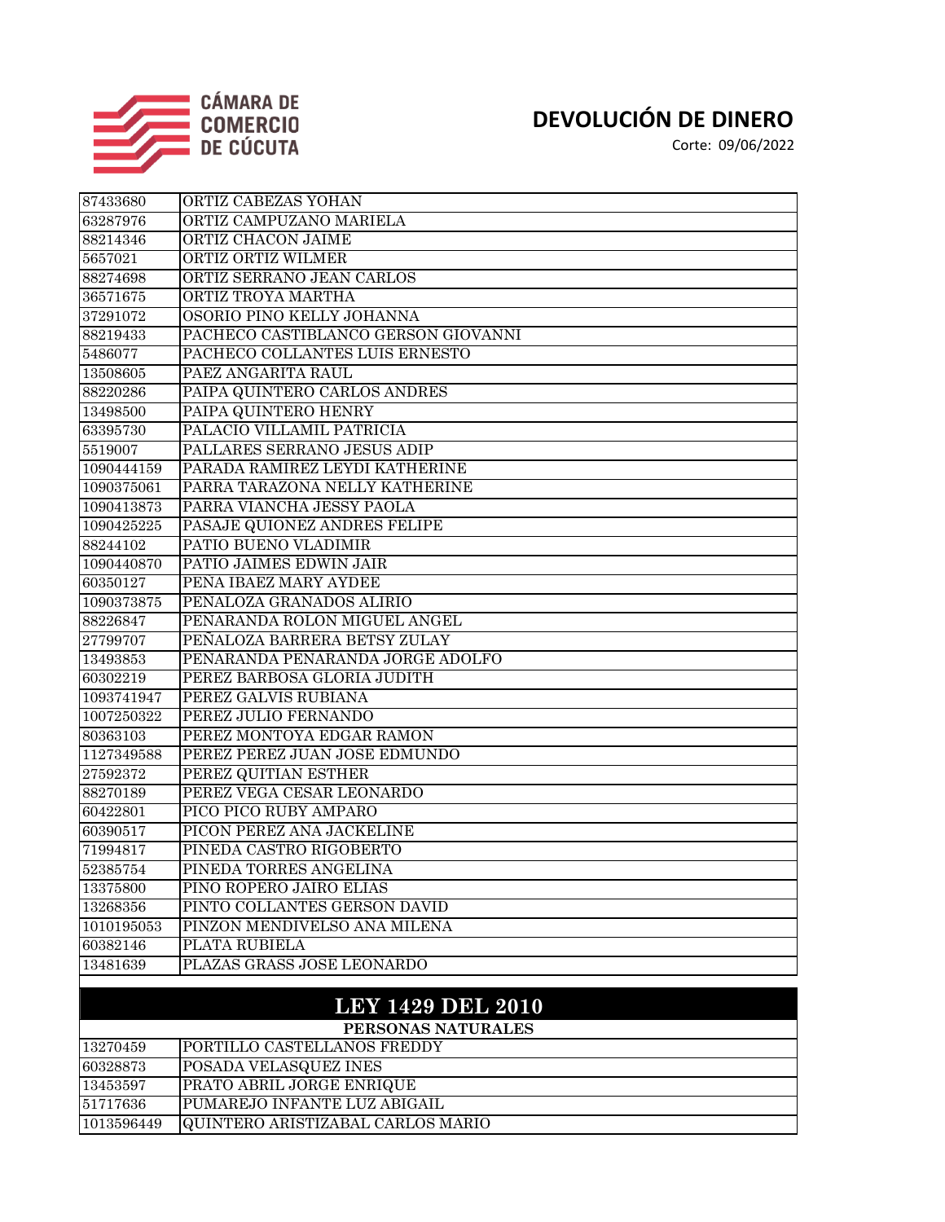# DEVOLUCIÓN DE DINERO

Corte: 09/06/2022

| | |
|---|---|
| 87433680 | ORTIZ CABEZAS YOHAN |
| 63287976 | ORTIZ CAMPUZANO MARIELA |
| 88214346 | ORTIZ CHACON JAIME |
| 5657021 | ORTIZ ORTIZ WILMER |
| 88274698 | ORTIZ SERRANO JEAN CARLOS |
| 36571675 | ORTIZ TROYA MARTHA |
| 37291072 | OSORIO PINO KELLY JOHANNA |
| 88219433 | PACHECO CASTIBLANCO GERSON GIOVANNI |
| 5486077 | PACHECO COLLANTES LUIS ERNESTO |
| 13508605 | PAEZ ANGARITA RAUL |
| 88220286 | PAIPA QUINTERO CARLOS ANDRES |
| 13498500 | PAIPA QUINTERO HENRY |
| 63395730 | PALACIO VILLAMIL PATRICIA |
| 5519007 | PALLARES SERRANO JESUS ADIP |
| 1090444159 | PARADA RAMIREZ LEYDI KATHERINE |
| 1090375061 | PARRA TARAZONA NELLY KATHERINE |
| 1090413873 | PARRA VIANCHA JESSY PAOLA |
| 1090425225 | PASAJE QUIONEZ ANDRES FELIPE |
| 88244102 | PATIO BUENO VLADIMIR |
| 1090440870 | PATIO JAIMES EDWIN JAIR |
| 60350127 | PENA IBAEZ MARY AYDEE |
| 1090373875 | PENALOZA GRANADOS ALIRIO |
| 88226847 | PENARANDA ROLON MIGUEL ANGEL |
| 27799707 | PEÑALOZA BARRERA BETSY ZULAY |
| 13493853 | PENARANDA PENARANDA JORGE ADOLFO |
| 60302219 | PEREZ BARBOSA GLORIA JUDITH |
| 1093741947 | PEREZ GALVIS RUBIANA |
| 1007250322 | PEREZ JULIO FERNANDO |
| 80363103 | PEREZ MONTOYA EDGAR RAMON |
| 1127349588 | PEREZ PEREZ JUAN JOSE EDMUNDO |
| 27592372 | PEREZ QUITIAN ESTHER |
| 88270189 | PEREZ VEGA CESAR LEONARDO |
| 60422801 | PICO PICO RUBY AMPARO |
| 60390517 | PICON PEREZ ANA JACKELINE |
| 71994817 | PINEDA CASTRO RIGOBERTO |
| 52385754 | PINEDA TORRES ANGELINA |
| 13375800 | PINO ROPERO JAIRO ELIAS |
| 13268356 | PINTO COLLANTES GERSON DAVID |
| 1010195053 | PINZON MENDIVELSO ANA MILENA |
| 60382146 | PLATA RUBIELA |
| 13481639 | PLAZAS GRASS JOSE LEONARDO |

## LEY 1429 DEL 2010

**PERSONAS NATURALES**

| | |
|---|---|
| 13270459 | PORTILLO CASTELLANOS FREDDY |
| 60328873 | POSADA VELASQUEZ INES |
| 13453597 | PRATO ABRIL JORGE ENRIQUE |
| 51717636 | PUMAREJO INFANTE LUZ ABIGAIL |
| 1013596449 | QUINTERO ARISTIZABAL CARLOS MARIO |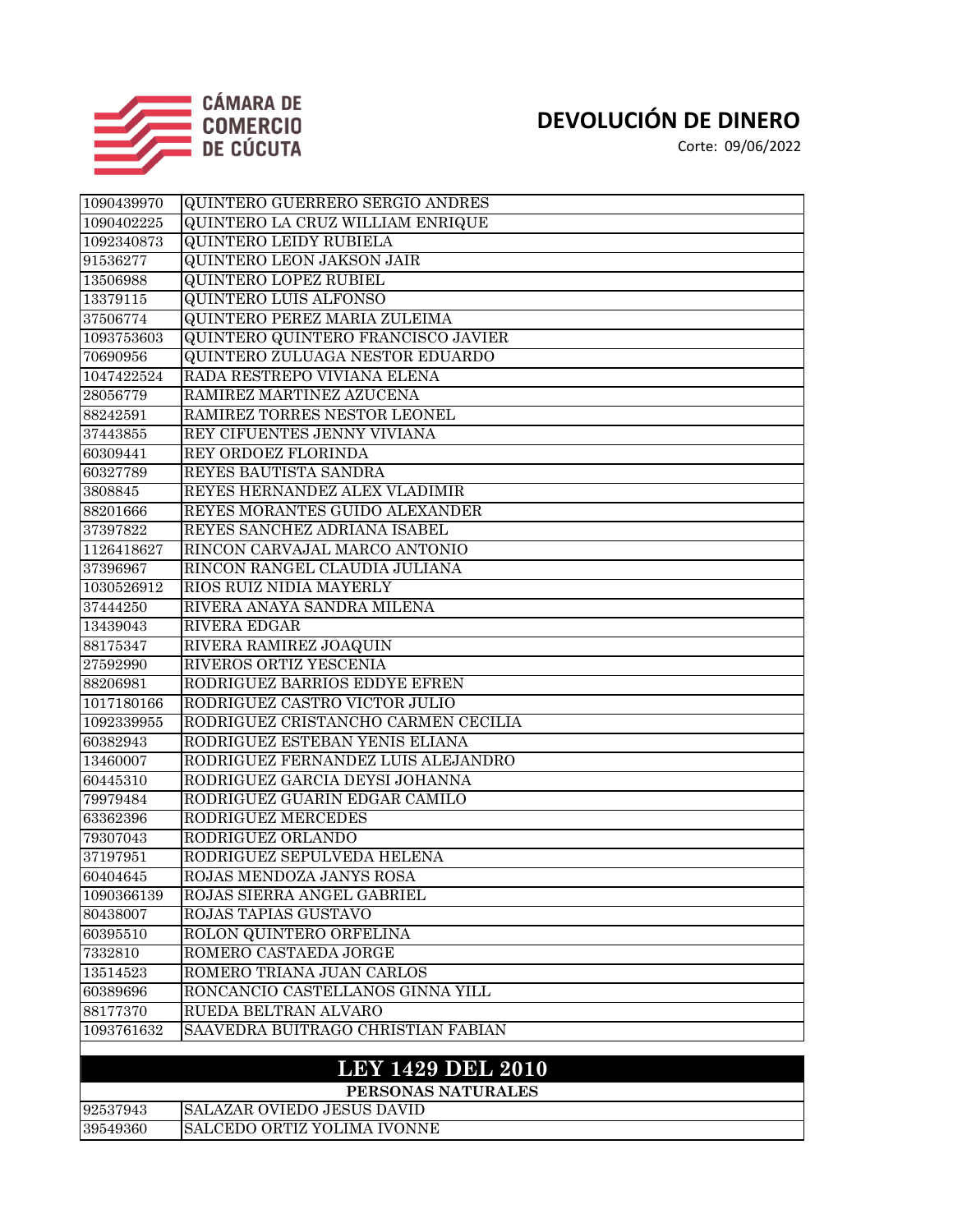CÁMARA DE COMERCIO DE CÚCUTA

# DEVOLUCIÓN DE DINERO

Corte: 09/06/2022

| | |
|---|---|
| 1090439970 | QUINTERO GUERRERO SERGIO ANDRES |
| 1090402225 | QUINTERO LA CRUZ WILLIAM ENRIQUE |
| 1092340873 | QUINTERO LEIDY RUBIELA |
| 91536277 | QUINTERO LEON JAKSON JAIR |
| 13506988 | QUINTERO LOPEZ RUBIEL |
| 13379115 | QUINTERO LUIS ALFONSO |
| 37506774 | QUINTERO PEREZ MARIA ZULEIMA |
| 1093753603 | QUINTERO QUINTERO FRANCISCO JAVIER |
| 70690956 | QUINTERO ZULUAGA NESTOR EDUARDO |
| 1047422524 | RADA RESTREPO VIVIANA ELENA |
| 28056779 | RAMIREZ MARTINEZ AZUCENA |
| 88242591 | RAMIREZ TORRES NESTOR LEONEL |
| 37443855 | REY CIFUENTES JENNY VIVIANA |
| 60309441 | REY ORDOEZ FLORINDA |
| 60327789 | REYES BAUTISTA SANDRA |
| 3808845 | REYES HERNANDEZ ALEX VLADIMIR |
| 88201666 | REYES MORANTES GUIDO ALEXANDER |
| 37397822 | REYES SANCHEZ ADRIANA ISABEL |
| 1126418627 | RINCON CARVAJAL MARCO ANTONIO |
| 37396967 | RINCON RANGEL CLAUDIA JULIANA |
| 1030526912 | RIOS RUIZ NIDIA MAYERLY |
| 37444250 | RIVERA ANAYA SANDRA MILENA |
| 13439043 | RIVERA EDGAR |
| 88175347 | RIVERA RAMIREZ JOAQUIN |
| 27592990 | RIVEROS ORTIZ YESCENIA |
| 88206981 | RODRIGUEZ BARRIOS EDDYE EFREN |
| 1017180166 | RODRIGUEZ CASTRO VICTOR JULIO |
| 1092339955 | RODRIGUEZ CRISTANCHO CARMEN CECILIA |
| 60382943 | RODRIGUEZ ESTEBAN YENIS ELIANA |
| 13460007 | RODRIGUEZ FERNANDEZ LUIS ALEJANDRO |
| 60445310 | RODRIGUEZ GARCIA DEYSI JOHANNA |
| 79979484 | RODRIGUEZ GUARIN EDGAR CAMILO |
| 63362396 | RODRIGUEZ MERCEDES |
| 79307043 | RODRIGUEZ ORLANDO |
| 37197951 | RODRIGUEZ SEPULVEDA HELENA |
| 60404645 | ROJAS MENDOZA JANYS ROSA |
| 1090366139 | ROJAS SIERRA ANGEL GABRIEL |
| 80438007 | ROJAS TAPIAS GUSTAVO |
| 60395510 | ROLON QUINTERO ORFELINA |
| 7332810 | ROMERO CASTAEDA JORGE |
| 13514523 | ROMERO TRIANA JUAN CARLOS |
| 60389696 | RONCANCIO CASTELLANOS GINNA YILL |
| 88177370 | RUEDA BELTRAN ALVARO |
| 1093761632 | SAAVEDRA BUITRAGO CHRISTIAN FABIAN |

## LEY 1429 DEL 2010

**PERSONAS NATURALES**

| | |
|---|---|
| 92537943 | SALAZAR OVIEDO JESUS DAVID |
| 39549360 | SALCEDO ORTIZ YOLIMA IVONNE |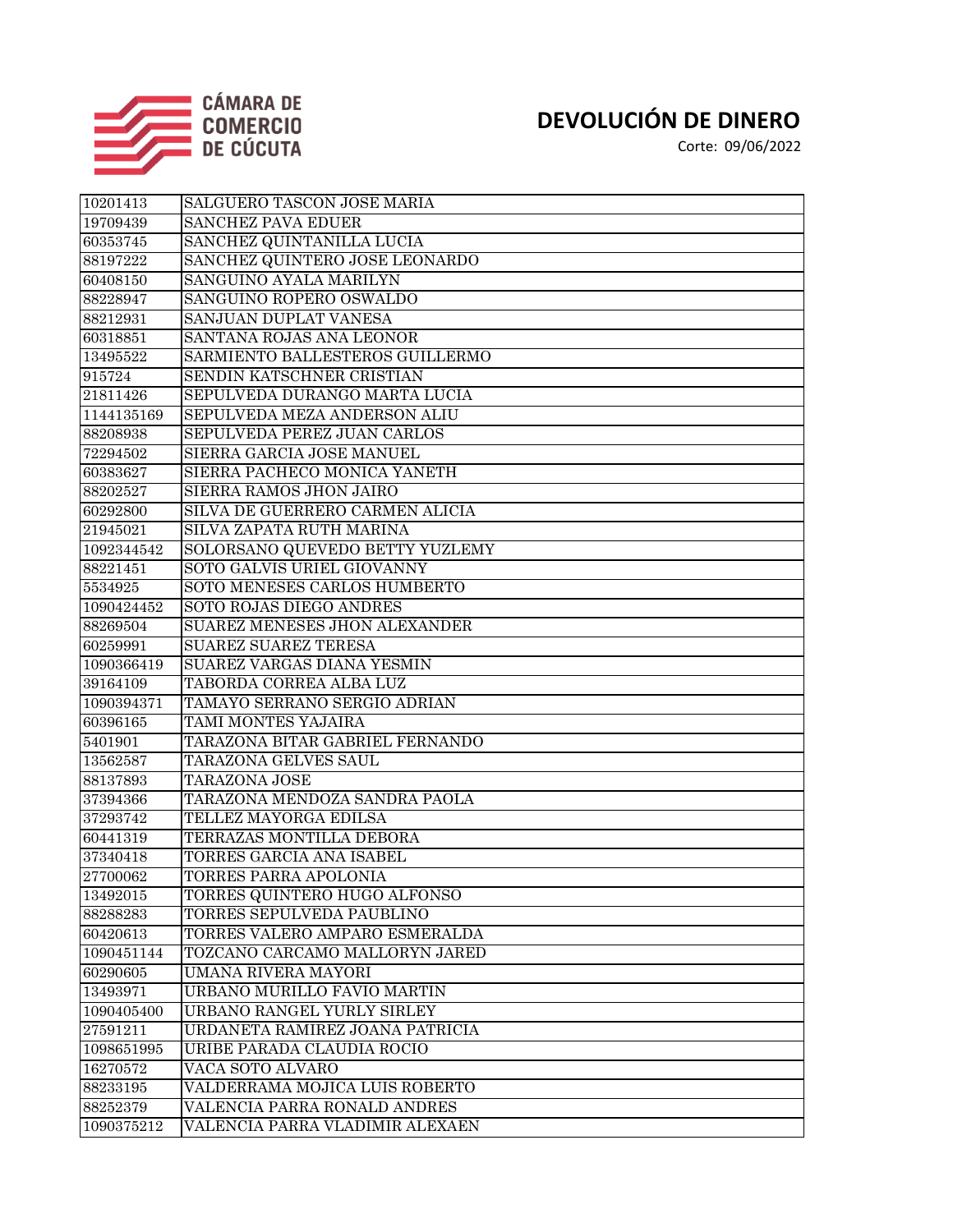# DEVOLUCIÓN DE DINERO

Corte: 09/06/2022

| | |
|---|---|
| 10201413 | SALGUERO TASCON JOSE MARIA |
| 19709439 | SANCHEZ PAVA EDUER |
| 60353745 | SANCHEZ QUINTANILLA LUCIA |
| 88197222 | SANCHEZ QUINTERO JOSE LEONARDO |
| 60408150 | SANGUINO AYALA MARILYN |
| 88228947 | SANGUINO ROPERO OSWALDO |
| 88212931 | SANJUAN DUPLAT VANESA |
| 60318851 | SANTANA ROJAS ANA LEONOR |
| 13495522 | SARMIENTO BALLESTEROS GUILLERMO |
| 915724 | SENDIN KATSCHNER CRISTIAN |
| 21811426 | SEPULVEDA DURANGO MARTA LUCIA |
| 1144135169 | SEPULVEDA MEZA ANDERSON ALIU |
| 88208938 | SEPULVEDA PEREZ JUAN CARLOS |
| 72294502 | SIERRA GARCIA JOSE MANUEL |
| 60383627 | SIERRA PACHECO MONICA YANETH |
| 88202527 | SIERRA RAMOS JHON JAIRO |
| 60292800 | SILVA DE GUERRERO CARMEN ALICIA |
| 21945021 | SILVA ZAPATA RUTH MARINA |
| 1092344542 | SOLORSANO QUEVEDO BETTY YUZLEMY |
| 88221451 | SOTO GALVIS URIEL GIOVANNY |
| 5534925 | SOTO MENESES CARLOS HUMBERTO |
| 1090424452 | SOTO ROJAS DIEGO ANDRES |
| 88269504 | SUAREZ MENESES JHON ALEXANDER |
| 60259991 | SUAREZ SUAREZ TERESA |
| 1090366419 | SUAREZ VARGAS DIANA YESMIN |
| 39164109 | TABORDA CORREA ALBA LUZ |
| 1090394371 | TAMAYO SERRANO SERGIO ADRIAN |
| 60396165 | TAMI MONTES YAJAIRA |
| 5401901 | TARAZONA BITAR GABRIEL FERNANDO |
| 13562587 | TARAZONA GELVES SAUL |
| 88137893 | TARAZONA JOSE |
| 37394366 | TARAZONA MENDOZA SANDRA PAOLA |
| 37293742 | TELLEZ MAYORGA EDILSA |
| 60441319 | TERRAZAS MONTILLA DEBORA |
| 37340418 | TORRES GARCIA ANA ISABEL |
| 27700062 | TORRES PARRA APOLONIA |
| 13492015 | TORRES QUINTERO HUGO ALFONSO |
| 88288283 | TORRES SEPULVEDA PAUBLINO |
| 60420613 | TORRES VALERO AMPARO ESMERALDA |
| 1090451144 | TOZCANO CARCAMO MALLORYN JARED |
| 60290605 | UMAÑA RIVERA MAYORI |
| 13493971 | URBANO MURILLO FAVIO MARTIN |
| 1090405400 | URBANO RANGEL YURLY SIRLEY |
| 27591211 | URDANETA RAMIREZ JOANA PATRICIA |
| 1098651995 | URIBE PARADA CLAUDIA ROCIO |
| 16270572 | VACA SOTO ALVARO |
| 88233195 | VALDERRAMA MOJICA LUIS ROBERTO |
| 88252379 | VALENCIA PARRA RONALD ANDRES |
| 1090375212 | VALENCIA PARRA VLADIMIR ALEXAEN |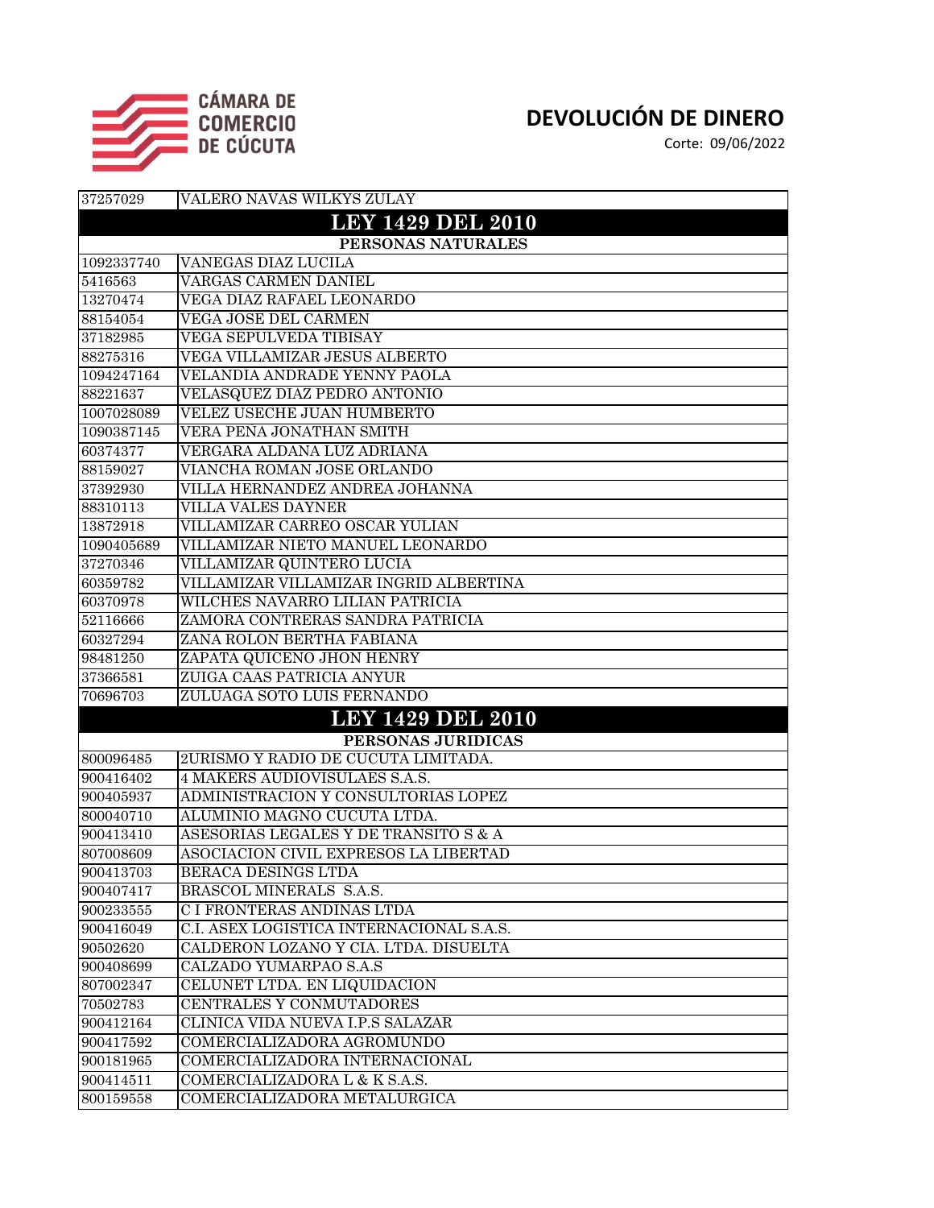# DEVOLUCIÓN DE DINERO

Corte: 09/06/2022

| 37257029 | VALERO NAVAS WILKYS ZULAY |
|---|---|
| **LEY 1429 DEL 2010** | |
| **PERSONAS NATURALES** | |
| 1092337740 | VANEGAS DIAZ LUCILA |
| 5416563 | VARGAS CARMEN DANIEL |
| 13270474 | VEGA DIAZ RAFAEL LEONARDO |
| 88154054 | VEGA JOSE DEL CARMEN |
| 37182985 | VEGA SEPULVEDA TIBISAY |
| 88275316 | VEGA VILLAMIZAR JESUS ALBERTO |
| 1094247164 | VELANDIA ANDRADE YENNY PAOLA |
| 88221637 | VELASQUEZ DIAZ PEDRO ANTONIO |
| 1007028089 | VELEZ USECHE JUAN HUMBERTO |
| 1090387145 | VERA PEÑA JONATHAN SMITH |
| 60374377 | VERGARA ALDANA LUZ ADRIANA |
| 88159027 | VIANCHA ROMAN JOSE ORLANDO |
| 37392930 | VILLA HERNANDEZ ANDREA JOHANNA |
| 88310113 | VILLA VALES DAYNER |
| 13872918 | VILLAMIZAR CARREO OSCAR YULIAN |
| 1090405689 | VILLAMIZAR NIETO MANUEL LEONARDO |
| 37270346 | VILLAMIZAR QUINTERO LUCIA |
| 60359782 | VILLAMIZAR VILLAMIZAR INGRID ALBERTINA |
| 60370978 | WILCHES NAVARRO LILIAN PATRICIA |
| 52116666 | ZAMORA CONTRERAS SANDRA PATRICIA |
| 60327294 | ZANA ROLON BERTHA FABIANA |
| 98481250 | ZAPATA QUICENO JHON HENRY |
| 37366581 | ZUIGA CAAS PATRICIA ANYUR |
| 70696703 | ZULUAGA SOTO LUIS FERNANDO |
| **LEY 1429 DEL 2010** | |
| **PERSONAS JURIDICAS** | |
| 800096485 | 2URISMO Y RADIO DE CUCUTA LIMITADA. |
| 900416402 | 4 MAKERS AUDIOVISULAES S.A.S. |
| 900405937 | ADMINISTRACION Y CONSULTORIAS LOPEZ |
| 800040710 | ALUMINIO MAGNO CUCUTA LTDA. |
| 900413410 | ASESORIAS LEGALES Y DE TRANSITO S & A |
| 807008609 | ASOCIACION CIVIL EXPRESOS LA LIBERTAD |
| 900413703 | BERACA DESINGS LTDA |
| 900407417 | BRASCOL MINERALS S.A.S. |
| 900233555 | C I FRONTERAS ANDINAS LTDA |
| 900416049 | C.I. ASEX LOGISTICA INTERNACIONAL S.A.S. |
| 90502620 | CALDERON LOZANO Y CIA. LTDA. DISUELTA |
| 900408699 | CALZADO YUMARPAO S.A.S |
| 807002347 | CELUNET LTDA. EN LIQUIDACION |
| 70502783 | CENTRALES Y CONMUTADORES |
| 900412164 | CLINICA VIDA NUEVA I.P.S SALAZAR |
| 900417592 | COMERCIALIZADORA AGROMUNDO |
| 900181965 | COMERCIALIZADORA INTERNACIONAL |
| 900414511 | COMERCIALIZADORA L & K S.A.S. |
| 800159558 | COMERCIALIZADORA METALURGICA |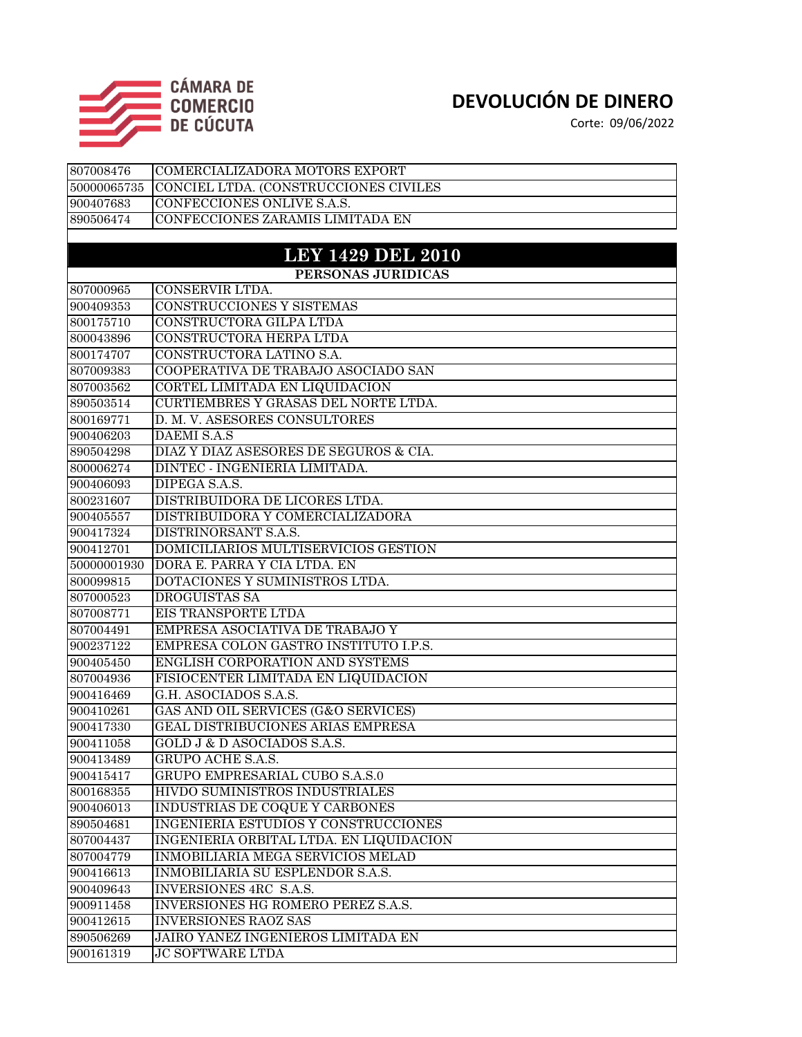# DEVOLUCIÓN DE DINERO

Corte: 09/06/2022

| | |
|---|---|
| 807008476 | COMERCIALIZADORA MOTORS EXPORT |
| 50000065735 | CONCIEL LTDA. (CONSTRUCCIONES CIVILES |
| 900407683 | CONFECCIONES ONLIVE S.A.S. |
| 890506474 | CONFECCIONES ZARAMIS LIMITADA EN |

## LEY 1429 DEL 2010

| PERSONAS JURIDICAS | |
|---|---|
| 807000965 | CONSERVIR LTDA. |
| 900409353 | CONSTRUCCIONES Y SISTEMAS |
| 800175710 | CONSTRUCTORA GILPA LTDA |
| 800043896 | CONSTRUCTORA HERPA LTDA |
| 800174707 | CONSTRUCTORA LATINO S.A. |
| 807009383 | COOPERATIVA DE TRABAJO ASOCIADO SAN |
| 807003562 | CORTEL LIMITADA EN LIQUIDACION |
| 890503514 | CURTIEMBRES Y GRASAS DEL NORTE LTDA. |
| 800169771 | D. M. V. ASESORES CONSULTORES |
| 900406203 | DAEMI S.A.S |
| 890504298 | DIAZ Y DIAZ ASESORES DE SEGUROS & CIA. |
| 800006274 | DINTEC - INGENIERIA LIMITADA. |
| 900406093 | DIPEGA S.A.S. |
| 800231607 | DISTRIBUIDORA DE LICORES LTDA. |
| 900405557 | DISTRIBUIDORA Y COMERCIALIZADORA |
| 900417324 | DISTRINORSANT S.A.S. |
| 900412701 | DOMICILIARIOS MULTISERVICIOS GESTION |
| 50000001930 | DORA E. PARRA Y CIA LTDA. EN |
| 800099815 | DOTACIONES Y SUMINISTROS LTDA. |
| 807000523 | DROGUISTAS SA |
| 807008771 | EIS TRANSPORTE LTDA |
| 807004491 | EMPRESA ASOCIATIVA DE TRABAJO Y |
| 900237122 | EMPRESA COLON GASTRO INSTITUTO I.P.S. |
| 900405450 | ENGLISH CORPORATION AND SYSTEMS |
| 807004936 | FISIOCENTER LIMITADA EN LIQUIDACION |
| 900416469 | G.H. ASOCIADOS S.A.S. |
| 900410261 | GAS AND OIL SERVICES (G&O SERVICES) |
| 900417330 | GEAL DISTRIBUCIONES ARIAS EMPRESA |
| 900411058 | GOLD J & D ASOCIADOS S.A.S. |
| 900413489 | GRUPO ACHE S.A.S. |
| 900415417 | GRUPO EMPRESARIAL CUBO S.A.S.0 |
| 800168355 | HIVDO SUMINISTROS INDUSTRIALES |
| 900406013 | INDUSTRIAS DE COQUE Y CARBONES |
| 890504681 | INGENIERIA ESTUDIOS Y CONSTRUCCIONES |
| 807004437 | INGENIERIA ORBITAL LTDA. EN LIQUIDACION |
| 807004779 | INMOBILIARIA MEGA SERVICIOS MELAD |
| 900416613 | INMOBILIARIA SU ESPLENDOR S.A.S. |
| 900409643 | INVERSIONES 4RC S.A.S. |
| 900911458 | INVERSIONES HG ROMERO PEREZ S.A.S. |
| 900412615 | INVERSIONES RAOZ SAS |
| 890506269 | JAIRO YANEZ INGENIEROS LIMITADA EN |
| 900161319 | JC SOFTWARE LTDA |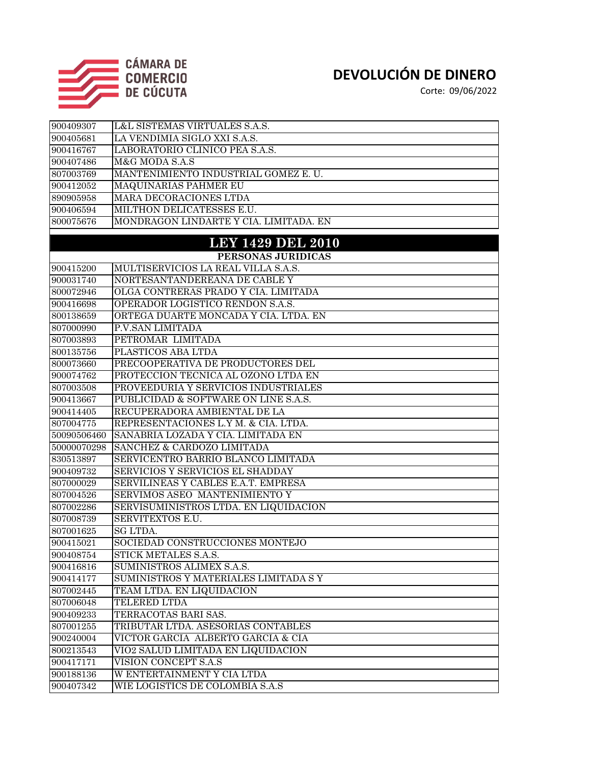**CÁMARA DE COMERCIO DE CÚCUTA**

# DEVOLUCIÓN DE DINERO

Corte: 09/06/2022

| | |
|---|---|
| 900409307 | L&L SISTEMAS VIRTUALES S.A.S. |
| 900405681 | LA VENDIMIA SIGLO XXI S.A.S. |
| 900416767 | LABORATORIO CLINICO PEA S.A.S. |
| 900407486 | M&G MODA S.A.S |
| 807003769 | MANTENIMIENTO INDUSTRIAL GOMEZ E. U. |
| 900412052 | MAQUINARIAS PAHMER EU |
| 890905958 | MARA DECORACIONES LTDA |
| 900406594 | MILTHON DELICATESSES E.U. |
| 800075676 | MONDRAGON LINDARTE Y CIA. LIMITADA. EN |

## LEY 1429 DEL 2010

### PERSONAS JURIDICAS

| | |
|---|---|
| 900415200 | MULTISERVICIOS LA REAL VILLA S.A.S. |
| 900031740 | NORTESANTANDEREANA DE CABLE Y |
| 800072946 | OLGA CONTRERAS PRADO Y CIA. LIMITADA |
| 900416698 | OPERADOR LOGISTICO RENDON S.A.S. |
| 800138659 | ORTEGA DUARTE MONCADA Y CIA. LTDA. EN |
| 807000990 | P.V.SAN LIMITADA |
| 807003893 | PETROMAR LIMITADA |
| 800135756 | PLASTICOS ABA LTDA |
| 800073660 | PRECOOPERATIVA DE PRODUCTORES DEL |
| 900074762 | PROTECCION TECNICA AL OZONO LTDA EN |
| 807003508 | PROVEEDURIA Y SERVICIOS INDUSTRIALES |
| 900413667 | PUBLICIDAD & SOFTWARE ON LINE S.A.S. |
| 900414405 | RECUPERADORA AMBIENTAL DE LA |
| 807004775 | REPRESENTACIONES L.Y M. & CIA. LTDA. |
| 50090506460 | SANABRIA LOZADA Y CIA. LIMITADA EN |
| 50000070298 | SANCHEZ & CARDOZO LIMITADA |
| 830513897 | SERVICENTRO BARRIO BLANCO LIMITADA |
| 900409732 | SERVICIOS Y SERVICIOS EL SHADDAY |
| 807000029 | SERVILINEAS Y CABLES E.A.T. EMPRESA |
| 807004526 | SERVIMOS ASEO MANTENIMIENTO Y |
| 807002286 | SERVISUMINISTROS LTDA. EN LIQUIDACION |
| 807008739 | SERVITEXTOS E.U. |
| 807001625 | SG LTDA. |
| 900415021 | SOCIEDAD CONSTRUCCIONES MONTEJO |
| 900408754 | STICK METALES S.A.S. |
| 900416816 | SUMINISTROS ALIMEX S.A.S. |
| 900414177 | SUMINISTROS Y MATERIALES LIMITADA S Y |
| 807002445 | TEAM LTDA. EN LIQUIDACION |
| 807006048 | TELERED LTDA |
| 900409233 | TERRACOTAS BARI SAS. |
| 807001255 | TRIBUTAR LTDA. ASESORIAS CONTABLES |
| 900240004 | VICTOR GARCIA ALBERTO GARCIA & CIA |
| 800213543 | VIO2 SALUD LIMITADA EN LIQUIDACION |
| 900417171 | VISION CONCEPT S.A.S |
| 900188136 | W ENTERTAINMENT Y CIA LTDA |
| 900407342 | WIE LOGISTICS DE COLOMBIA S.A.S |